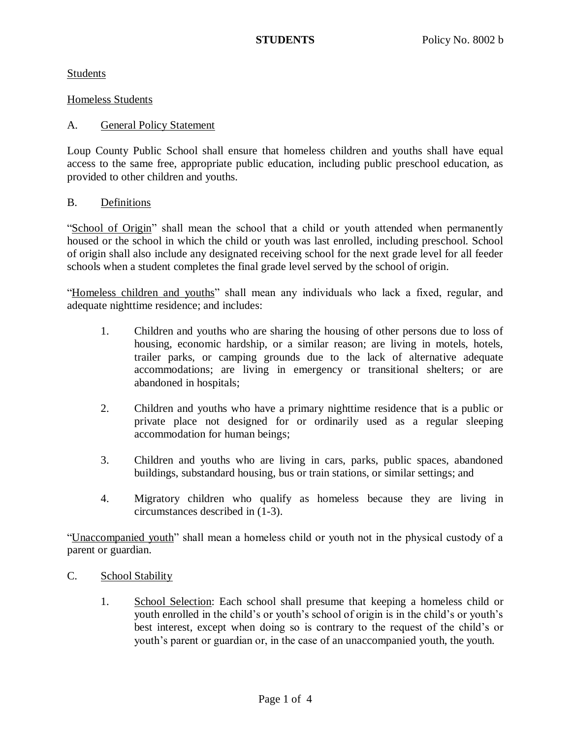**STUDENTS** Policy No. 8002 b

Students

Homeless Students

## A. General Policy Statement

Loup County Public School shall ensure that homeless children and youths shall have equal access to the same free, appropriate public education, including public preschool education, as provided to other children and youths.

## B. Definitions

"School of Origin" shall mean the school that a child or youth attended when permanently housed or the school in which the child or youth was last enrolled, including preschool. School of origin shall also include any designated receiving school for the next grade level for all feeder schools when a student completes the final grade level served by the school of origin.

"Homeless children and youths" shall mean any individuals who lack a fixed, regular, and adequate nighttime residence; and includes:

1. Children and youths who are sharing the housing of other persons due to loss of housing, economic hardship, or a similar reason; are living in motels, hotels, trailer parks, or camping grounds due to the lack of alternative adequate accommodations; are living in emergency or transitional shelters; or are abandoned in hospitals;

2. Children and youths who have a primary nighttime residence that is a public or private place not designed for or ordinarily used as a regular sleeping accommodation for human beings;

3. Children and youths who are living in cars, parks, public spaces, abandoned buildings, substandard housing, bus or train stations, or similar settings; and

4. Migratory children who qualify as homeless because they are living in circumstances described in (1-3).

"Unaccompanied youth" shall mean a homeless child or youth not in the physical custody of a parent or guardian.

## C. School Stability

1. School Selection: Each school shall presume that keeping a homeless child or youth enrolled in the child's or youth's school of origin is in the child's or youth's best interest, except when doing so is contrary to the request of the child's or youth's parent or guardian or, in the case of an unaccompanied youth, the youth.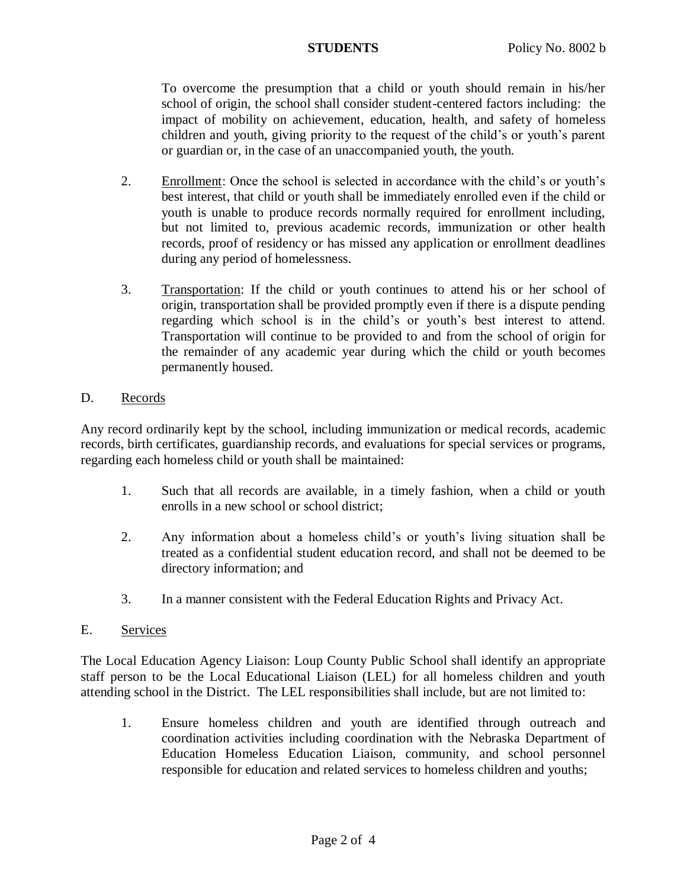To overcome the presumption that a child or youth should remain in his/her school of origin, the school shall consider student-centered factors including: the impact of mobility on achievement, education, health, and safety of homeless children and youth, giving priority to the request of the child's or youth's parent or guardian or, in the case of an unaccompanied youth, the youth.

2. Enrollment: Once the school is selected in accordance with the child's or youth's best interest, that child or youth shall be immediately enrolled even if the child or youth is unable to produce records normally required for enrollment including, but not limited to, previous academic records, immunization or other health records, proof of residency or has missed any application or enrollment deadlines during any period of homelessness.

3. Transportation: If the child or youth continues to attend his or her school of origin, transportation shall be provided promptly even if there is a dispute pending regarding which school is in the child's or youth's best interest to attend. Transportation will continue to be provided to and from the school of origin for the remainder of any academic year during which the child or youth becomes permanently housed.

## D. Records

Any record ordinarily kept by the school, including immunization or medical records, academic records, birth certificates, guardianship records, and evaluations for special services or programs, regarding each homeless child or youth shall be maintained:

1. Such that all records are available, in a timely fashion, when a child or youth enrolls in a new school or school district;

2. Any information about a homeless child's or youth's living situation shall be treated as a confidential student education record, and shall not be deemed to be directory information; and

3. In a manner consistent with the Federal Education Rights and Privacy Act.

## E. Services

The Local Education Agency Liaison: Loup County Public School shall identify an appropriate staff person to be the Local Educational Liaison (LEL) for all homeless children and youth attending school in the District. The LEL responsibilities shall include, but are not limited to:

1. Ensure homeless children and youth are identified through outreach and coordination activities including coordination with the Nebraska Department of Education Homeless Education Liaison, community, and school personnel responsible for education and related services to homeless children and youths;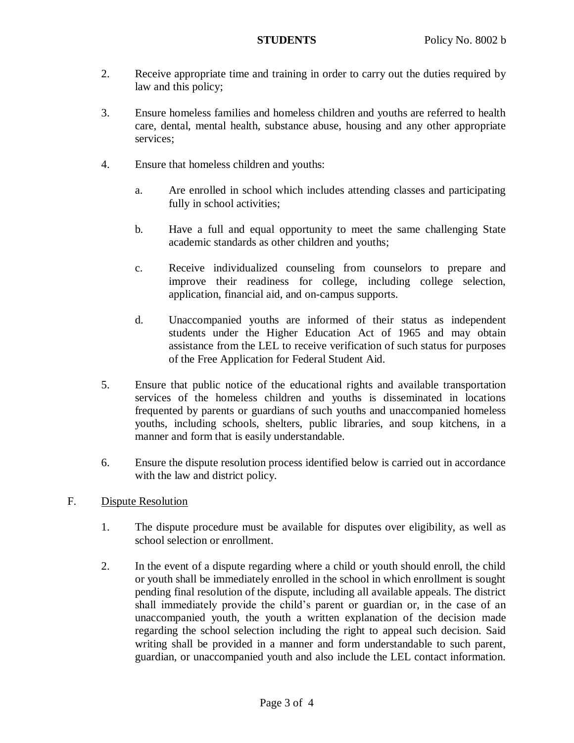2. Receive appropriate time and training in order to carry out the duties required by law and this policy;

3. Ensure homeless families and homeless children and youths are referred to health care, dental, mental health, substance abuse, housing and any other appropriate services;

4. Ensure that homeless children and youths:

   a. Are enrolled in school which includes attending classes and participating fully in school activities;

   b. Have a full and equal opportunity to meet the same challenging State academic standards as other children and youths;

   c. Receive individualized counseling from counselors to prepare and improve their readiness for college, including college selection, application, financial aid, and on-campus supports.

   d. Unaccompanied youths are informed of their status as independent students under the Higher Education Act of 1965 and may obtain assistance from the LEL to receive verification of such status for purposes of the Free Application for Federal Student Aid.

5. Ensure that public notice of the educational rights and available transportation services of the homeless children and youths is disseminated in locations frequented by parents or guardians of such youths and unaccompanied homeless youths, including schools, shelters, public libraries, and soup kitchens, in a manner and form that is easily understandable.

6. Ensure the dispute resolution process identified below is carried out in accordance with the law and district policy.

F. <u>Dispute Resolution</u>

1. The dispute procedure must be available for disputes over eligibility, as well as school selection or enrollment.

2. In the event of a dispute regarding where a child or youth should enroll, the child or youth shall be immediately enrolled in the school in which enrollment is sought pending final resolution of the dispute, including all available appeals. The district shall immediately provide the child's parent or guardian or, in the case of an unaccompanied youth, the youth a written explanation of the decision made regarding the school selection including the right to appeal such decision. Said writing shall be provided in a manner and form understandable to such parent, guardian, or unaccompanied youth and also include the LEL contact information.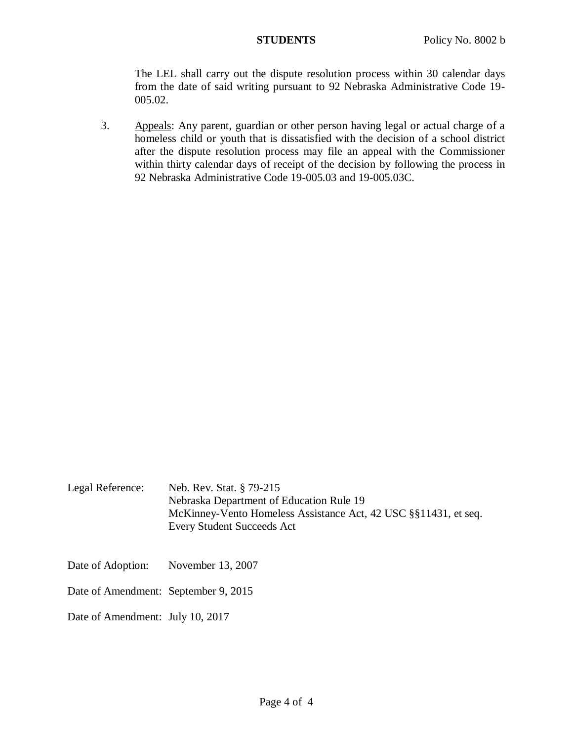The LEL shall carry out the dispute resolution process within 30 calendar days from the date of said writing pursuant to 92 Nebraska Administrative Code 19-005.02.

3. Appeals: Any parent, guardian or other person having legal or actual charge of a homeless child or youth that is dissatisfied with the decision of a school district after the dispute resolution process may file an appeal with the Commissioner within thirty calendar days of receipt of the decision by following the process in 92 Nebraska Administrative Code 19-005.03 and 19-005.03C.

Legal Reference: Neb. Rev. Stat. § 79-215
Nebraska Department of Education Rule 19
McKinney-Vento Homeless Assistance Act, 42 USC §§11431, et seq.
Every Student Succeeds Act

Date of Adoption: November 13, 2007

Date of Amendment: September 9, 2015

Date of Amendment: July 10, 2017